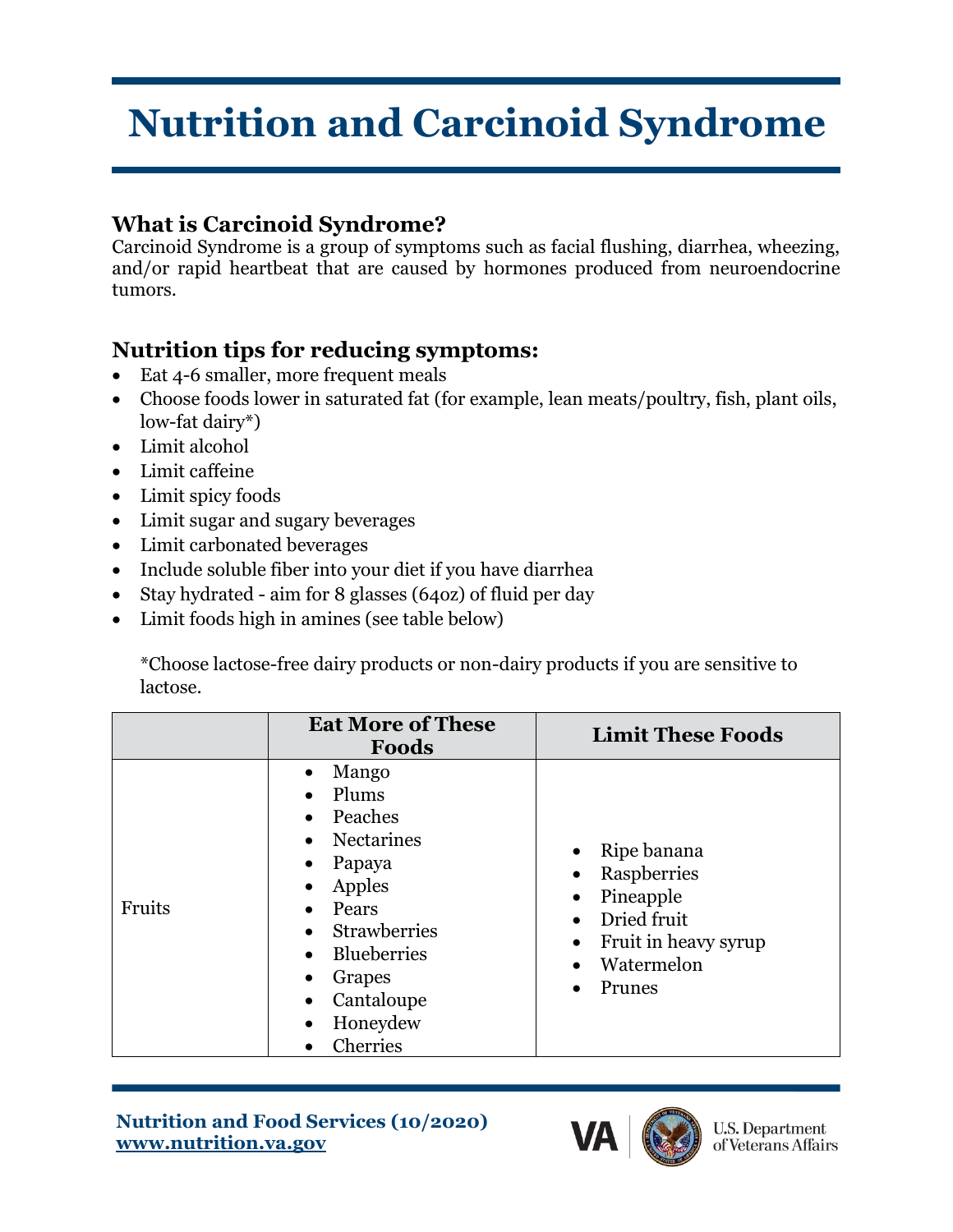# Nutrition and Carcinoid Syndrome

## What is Carcinoid Syndrome?

Carcinoid Syndrome is a group of symptoms such as facial flushing, diarrhea, wheezing, and/or rapid heartbeat that are caused by hormones produced from neuroendocrine tumors.

## Nutrition tips for reducing symptoms:

- Eat 4-6 smaller, more frequent meals
- Choose foods lower in saturated fat (for example, lean meats/poultry, fish, plant oils, low-fat dairy*)
- Limit alcohol
- Limit caffeine
- Limit spicy foods
- Limit sugar and sugary beverages
- Limit carbonated beverages
- Include soluble fiber into your diet if you have diarrhea
- Stay hydrated - aim for 8 glasses (64oz) of fluid per day
- Limit foods high in amines (see table below)

*Choose lactose-free dairy products or non-dairy products if you are sensitive to lactose.

| | Eat More of These Foods | Limit These Foods |
|---|---|---|
| Fruits | • Mango<br>• Plums<br>• Peaches<br>• Nectarines<br>• Papaya<br>• Apples<br>• Pears<br>• Strawberries<br>• Blueberries<br>• Grapes<br>• Cantaloupe<br>• Honeydew<br>• Cherries | • Ripe banana<br>• Raspberries<br>• Pineapple<br>• Dried fruit<br>• Fruit in heavy syrup<br>• Watermelon<br>• Prunes |

**Nutrition and Food Services (10/2020)**
**www.nutrition.va.gov**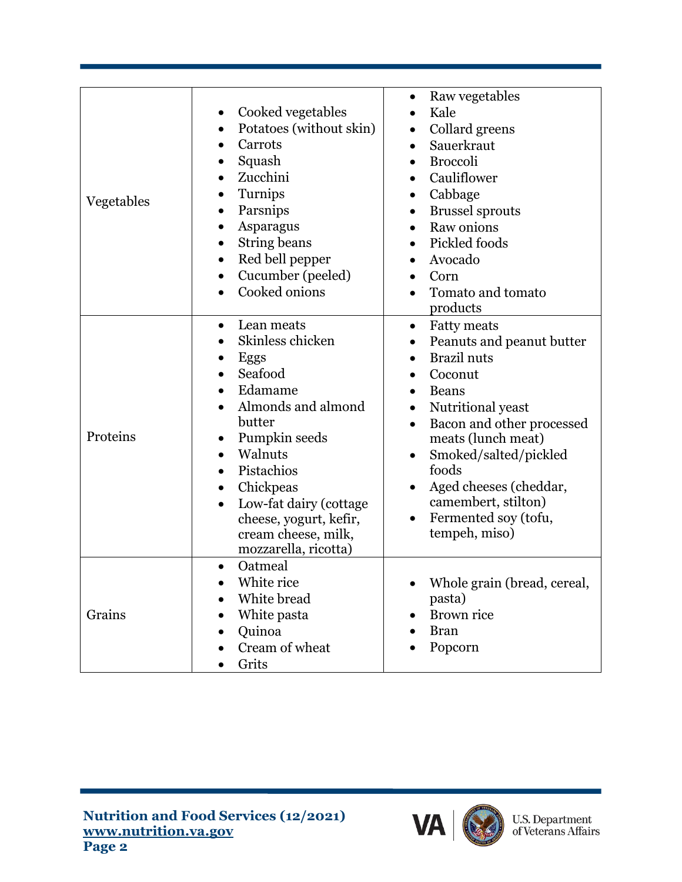| | | |
|---|---|---|
| Vegetables | • Cooked vegetables<br>• Potatoes (without skin)<br>• Carrots<br>• Squash<br>• Zucchini<br>• Turnips<br>• Parsnips<br>• Asparagus<br>• String beans<br>• Red bell pepper<br>• Cucumber (peeled)<br>• Cooked onions | • Raw vegetables<br>• Kale<br>• Collard greens<br>• Sauerkraut<br>• Broccoli<br>• Cauliflower<br>• Cabbage<br>• Brussel sprouts<br>• Raw onions<br>• Pickled foods<br>• Avocado<br>• Corn<br>• Tomato and tomato products |
| Proteins | • Lean meats<br>• Skinless chicken<br>• Eggs<br>• Seafood<br>• Edamame<br>• Almonds and almond butter<br>• Pumpkin seeds<br>• Walnuts<br>• Pistachios<br>• Chickpeas<br>• Low-fat dairy (cottage cheese, yogurt, kefir, cream cheese, milk, mozzarella, ricotta) | • Fatty meats<br>• Peanuts and peanut butter<br>• Brazil nuts<br>• Coconut<br>• Beans<br>• Nutritional yeast<br>• Bacon and other processed meats (lunch meat)<br>• Smoked/salted/pickled foods<br>• Aged cheeses (cheddar, camembert, stilton)<br>• Fermented soy (tofu, tempeh, miso) |
| Grains | • Oatmeal<br>• White rice<br>• White bread<br>• White pasta<br>• Quinoa<br>• Cream of wheat<br>• Grits | • Whole grain (bread, cereal, pasta)<br>• Brown rice<br>• Bran<br>• Popcorn |

**Nutrition and Food Services (12/2021)**
**www.nutrition.va.gov**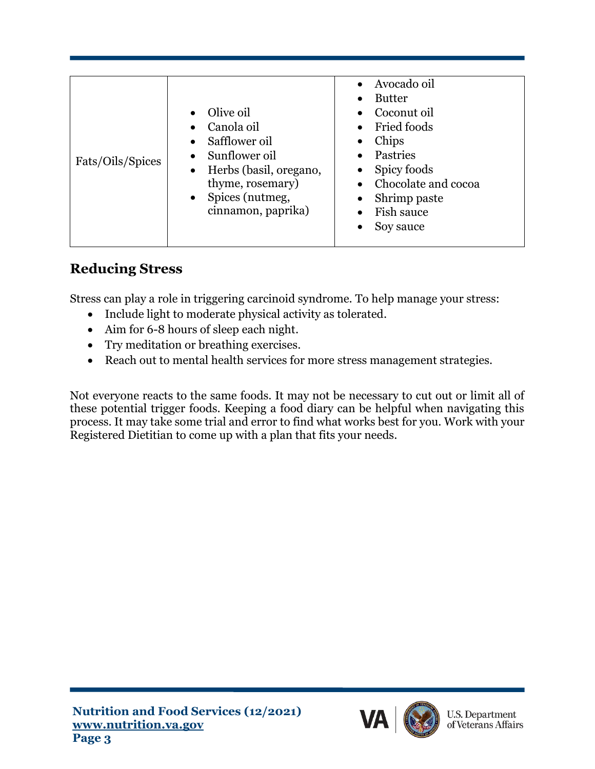| | | |
|---|---|---|
| Fats/Oils/Spices | • Olive oil<br>• Canola oil<br>• Safflower oil<br>• Sunflower oil<br>• Herbs (basil, oregano, thyme, rosemary)<br>• Spices (nutmeg, cinnamon, paprika) | • Avocado oil<br>• Butter<br>• Coconut oil<br>• Fried foods<br>• Chips<br>• Pastries<br>• Spicy foods<br>• Chocolate and cocoa<br>• Shrimp paste<br>• Fish sauce<br>• Soy sauce |

## Reducing Stress

Stress can play a role in triggering carcinoid syndrome. To help manage your stress:

- Include light to moderate physical activity as tolerated.
- Aim for 6-8 hours of sleep each night.
- Try meditation or breathing exercises.
- Reach out to mental health services for more stress management strategies.

Not everyone reacts to the same foods. It may not be necessary to cut out or limit all of these potential trigger foods. Keeping a food diary can be helpful when navigating this process. It may take some trial and error to find what works best for you. Work with your Registered Dietitian to come up with a plan that fits your needs.

**Nutrition and Food Services (12/2021)**
**[www.nutrition.va.gov](http://www.nutrition.va.gov)**

U.S. Department of Veterans Affairs